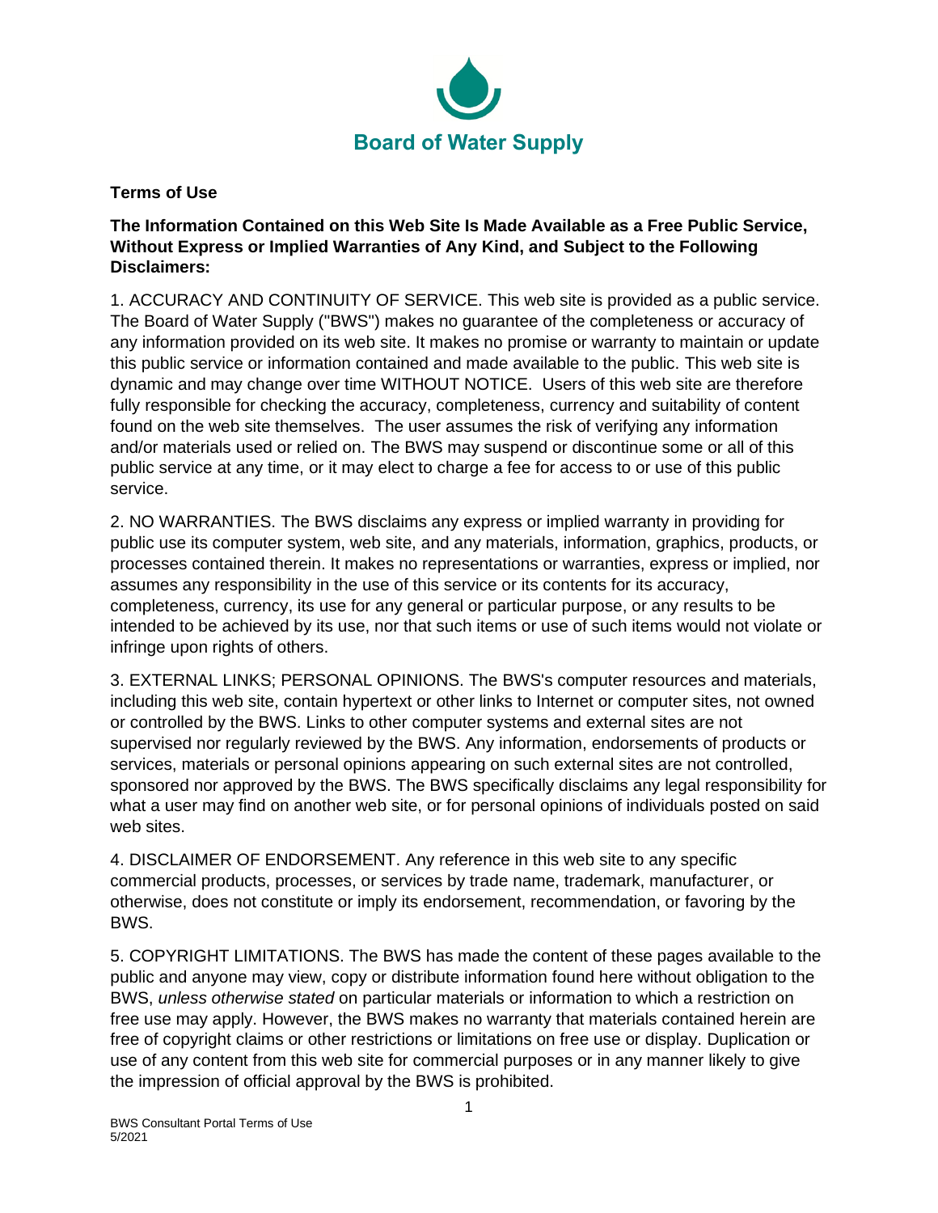**Board of Water Supply**

**Terms of Use**

**The Information Contained on this Web Site Is Made Available as a Free Public Service, Without Express or Implied Warranties of Any Kind, and Subject to the Following Disclaimers:**

1. ACCURACY AND CONTINUITY OF SERVICE. This web site is provided as a public service. The Board of Water Supply ("BWS") makes no guarantee of the completeness or accuracy of any information provided on its web site. It makes no promise or warranty to maintain or update this public service or information contained and made available to the public. This web site is dynamic and may change over time WITHOUT NOTICE. Users of this web site are therefore fully responsible for checking the accuracy, completeness, currency and suitability of content found on the web site themselves. The user assumes the risk of verifying any information and/or materials used or relied on. The BWS may suspend or discontinue some or all of this public service at any time, or it may elect to charge a fee for access to or use of this public service.

2. NO WARRANTIES. The BWS disclaims any express or implied warranty in providing for public use its computer system, web site, and any materials, information, graphics, products, or processes contained therein. It makes no representations or warranties, express or implied, nor assumes any responsibility in the use of this service or its contents for its accuracy, completeness, currency, its use for any general or particular purpose, or any results to be intended to be achieved by its use, nor that such items or use of such items would not violate or infringe upon rights of others.

3. EXTERNAL LINKS; PERSONAL OPINIONS. The BWS's computer resources and materials, including this web site, contain hypertext or other links to Internet or computer sites, not owned or controlled by the BWS. Links to other computer systems and external sites are not supervised nor regularly reviewed by the BWS. Any information, endorsements of products or services, materials or personal opinions appearing on such external sites are not controlled, sponsored nor approved by the BWS. The BWS specifically disclaims any legal responsibility for what a user may find on another web site, or for personal opinions of individuals posted on said web sites.

4. DISCLAIMER OF ENDORSEMENT. Any reference in this web site to any specific commercial products, processes, or services by trade name, trademark, manufacturer, or otherwise, does not constitute or imply its endorsement, recommendation, or favoring by the BWS.

5. COPYRIGHT LIMITATIONS. The BWS has made the content of these pages available to the public and anyone may view, copy or distribute information found here without obligation to the BWS, *unless otherwise stated* on particular materials or information to which a restriction on free use may apply. However, the BWS makes no warranty that materials contained herein are free of copyright claims or other restrictions or limitations on free use or display. Duplication or use of any content from this web site for commercial purposes or in any manner likely to give the impression of official approval by the BWS is prohibited.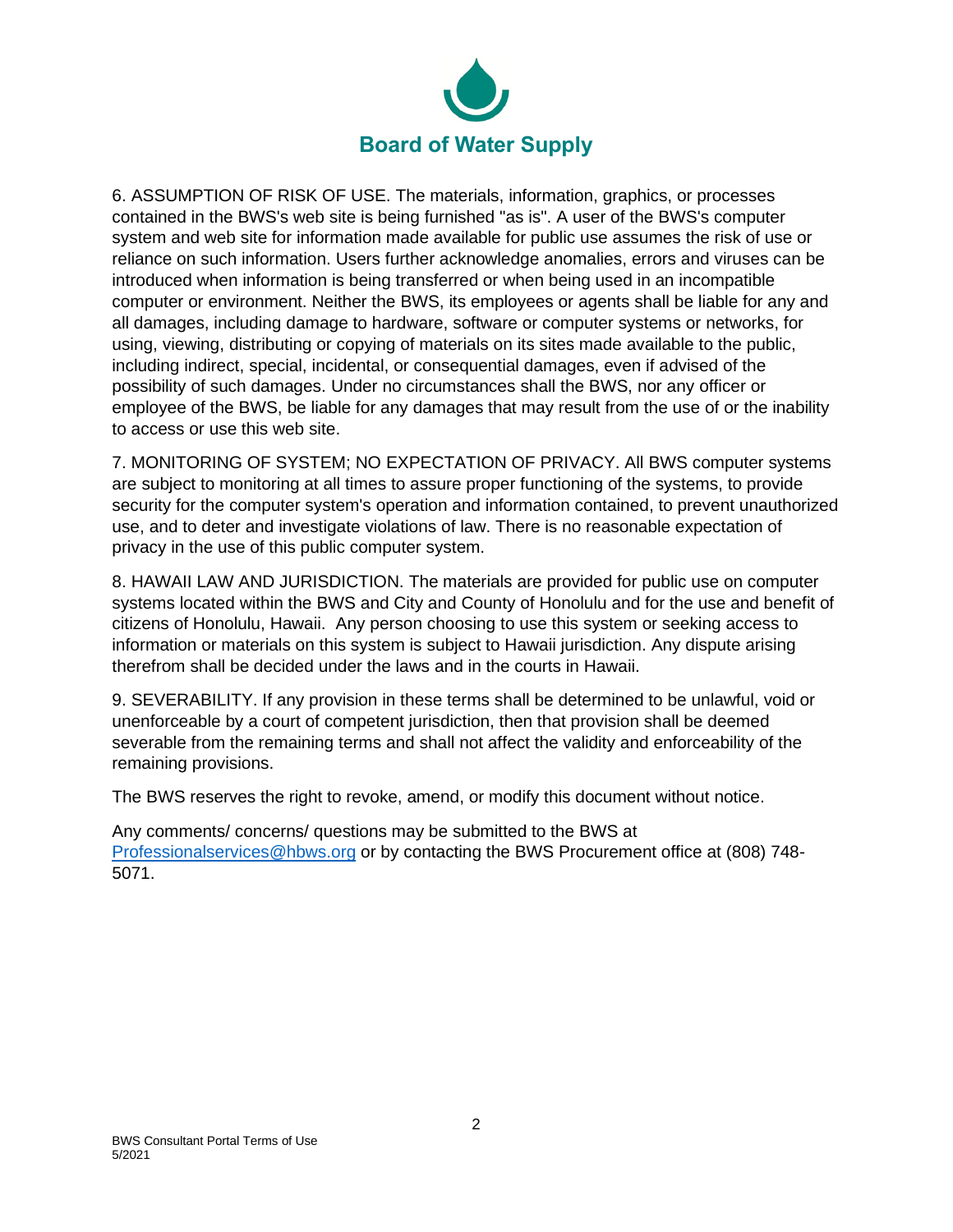**Board of Water Supply**

6. ASSUMPTION OF RISK OF USE. The materials, information, graphics, or processes contained in the BWS's web site is being furnished "as is". A user of the BWS's computer system and web site for information made available for public use assumes the risk of use or reliance on such information. Users further acknowledge anomalies, errors and viruses can be introduced when information is being transferred or when being used in an incompatible computer or environment. Neither the BWS, its employees or agents shall be liable for any and all damages, including damage to hardware, software or computer systems or networks, for using, viewing, distributing or copying of materials on its sites made available to the public, including indirect, special, incidental, or consequential damages, even if advised of the possibility of such damages. Under no circumstances shall the BWS, nor any officer or employee of the BWS, be liable for any damages that may result from the use of or the inability to access or use this web site.

7. MONITORING OF SYSTEM; NO EXPECTATION OF PRIVACY. All BWS computer systems are subject to monitoring at all times to assure proper functioning of the systems, to provide security for the computer system's operation and information contained, to prevent unauthorized use, and to deter and investigate violations of law. There is no reasonable expectation of privacy in the use of this public computer system.

8. HAWAII LAW AND JURISDICTION. The materials are provided for public use on computer systems located within the BWS and City and County of Honolulu and for the use and benefit of citizens of Honolulu, Hawaii. Any person choosing to use this system or seeking access to information or materials on this system is subject to Hawaii jurisdiction. Any dispute arising therefrom shall be decided under the laws and in the courts in Hawaii.

9. SEVERABILITY. If any provision in these terms shall be determined to be unlawful, void or unenforceable by a court of competent jurisdiction, then that provision shall be deemed severable from the remaining terms and shall not affect the validity and enforceability of the remaining provisions.

The BWS reserves the right to revoke, amend, or modify this document without notice.

Any comments/ concerns/ questions may be submitted to the BWS at Professionalservices@hbws.org or by contacting the BWS Procurement office at (808) 748-5071.